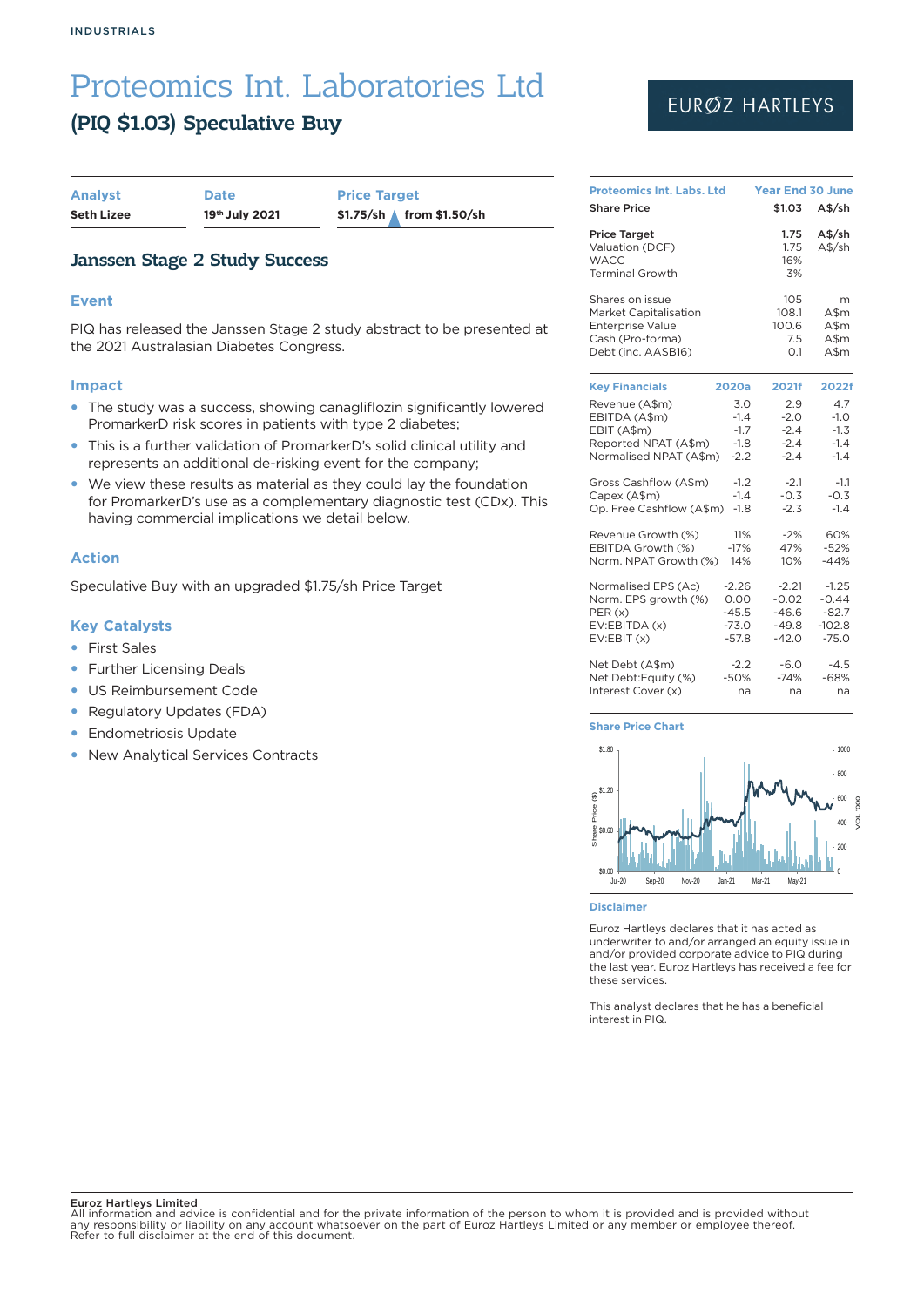INDUSTRIALS

# Proteomics Int. Laboratories Ltd

## (PIQ $1.03) Speculative Buy

EUROZ HARTLEYS

| Analyst | Date | Price Target |
|---|---|---|
| Seth Lizee | 19th July 2021 | $1.75/sh ▲ from $1.50/sh |

## Janssen Stage 2 Study Success

### Event

PIQ has released the Janssen Stage 2 study abstract to be presented at the 2021 Australasian Diabetes Congress.

### Impact

- The study was a success, showing canagliflozin significantly lowered PromarkerD risk scores in patients with type 2 diabetes;
- This is a further validation of PromarkerD's solid clinical utility and represents an additional de-risking event for the company;
- We view these results as material as they could lay the foundation for PromarkerD's use as a complementary diagnostic test (CDx). This having commercial implications we detail below.

### Action

Speculative Buy with an upgraded $1.75/sh Price Target

### Key Catalysts

- First Sales
- Further Licensing Deals
- US Reimbursement Code
- Regulatory Updates (FDA)
- Endometriosis Update
- New Analytical Services Contracts

| Proteomics Int. Labs. Ltd | Year End 30 June | |
|---|---|---|
| Share Price | $1.03 | A$/sh |
| Price Target | 1.75 | A$/sh |
| Valuation (DCF) | 1.75 | A$/sh |
| WACC | 16% | |
| Terminal Growth | 3% | |
| Shares on issue | 105 | m |
| Market Capitalisation | 108.1 | A$m |
| Enterprise Value | 100.6 | A$m |
| Cash (Pro-forma) | 7.5 | A$m |
| Debt (inc. AASB16) | 0.1 | A$m |

| Key Financials | 2020a | 2021f | 2022f |
|---|---|---|---|
| Revenue (A$m) | 3.0 | 2.9 | 4.7 |
| EBITDA (A$m) | -1.4 | -2.0 | -1.0 |
| EBIT (A$m) | -1.7 | -2.4 | -1.3 |
| Reported NPAT (A$m) | -1.8 | -2.4 | -1.4 |
| Normalised NPAT (A$m) | -2.2 | -2.4 | -1.4 |
| Gross Cashflow (A$m) | -1.2 | -2.1 | -1.1 |
| Capex (A$m) | -1.4 | -0.3 | -0.3 |
| Op. Free Cashflow (A$m) | -1.8 | -2.3 | -1.4 |
| Revenue Growth (%) | 11% | -2% | 60% |
| EBITDA Growth (%) | -17% | 47% | -52% |
| Norm. NPAT Growth (%) | 14% | 10% | -44% |
| Normalised EPS (Ac) | -2.26 | -2.21 | -1.25 |
| Norm. EPS growth (%) | 0.00 | -0.02 | -0.44 |
| PER (x) | -45.5 | -46.6 | -82.7 |
| EV:EBITDA (x) | -73.0 | -49.8 | -102.8 |
| EV:EBIT (x) | -57.8 | -42.0 | -75.0 |
| Net Debt (A$m) | -2.2 | -6.0 | -4.5 |
| Net Debt:Equity (%) | -50% | -74% | -68% |
| Interest Cover (x) | na | na | na |

### Share Price Chart

### Disclaimer

Euroz Hartleys declares that it has acted as underwriter to and/or arranged an equity issue in and/or provided corporate advice to PIQ during the last year. Euroz Hartleys has received a fee for these services.

This analyst declares that he has a beneficial interest in PIQ.

**Euroz Hartleys Limited**
All information and advice is confidential and for the private information of the person to whom it is provided and is provided without any responsibility or liability on any account whatsoever on the part of Euroz Hartleys Limited or any member or employee thereof. Refer to full disclaimer at the end of this document.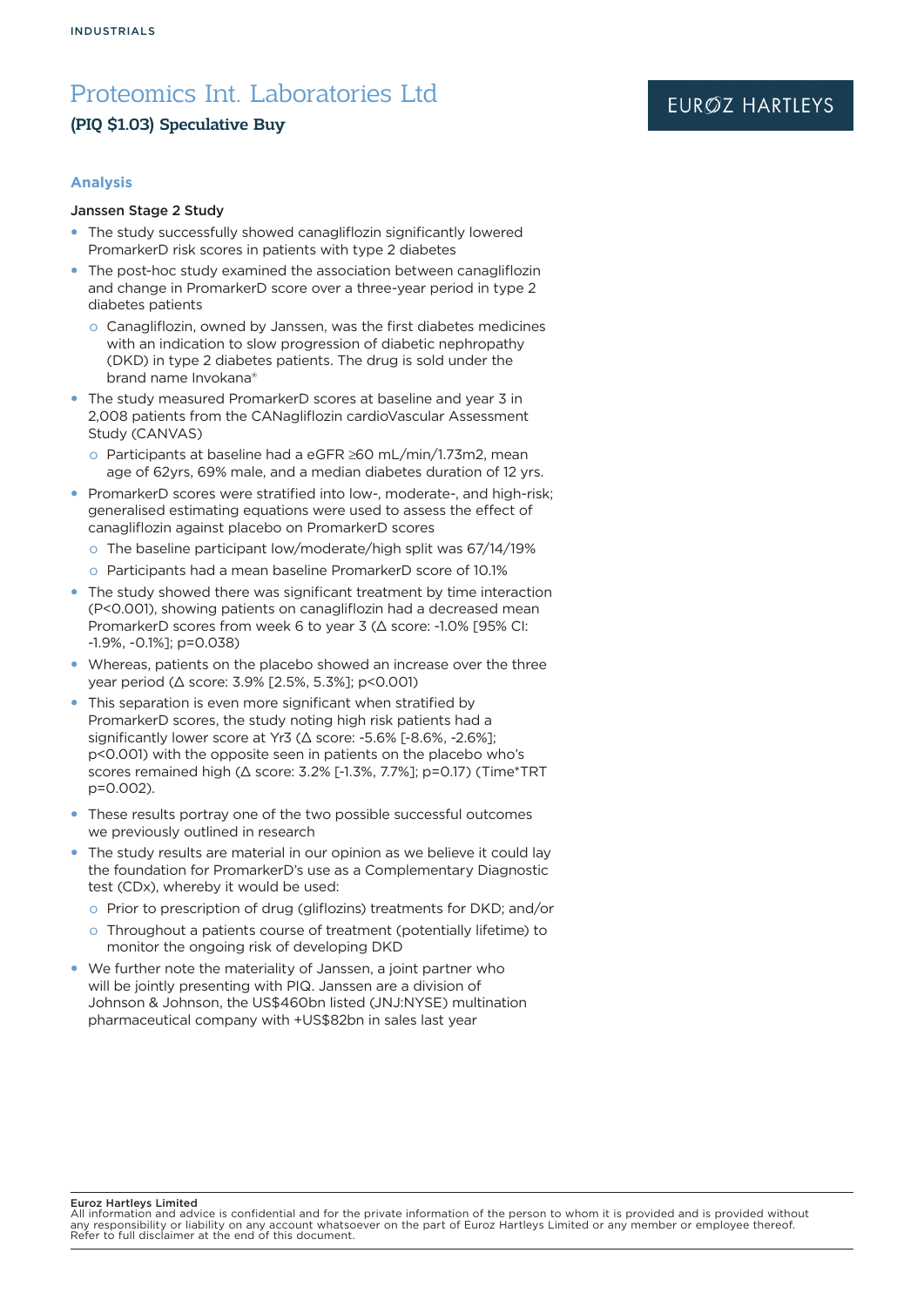# Proteomics Int. Laboratories Ltd

**(PIQ $1.03) Speculative Buy**

### Analysis

**Janssen Stage 2 Study**

- The study successfully showed canagliflozin significantly lowered PromarkerD risk scores in patients with type 2 diabetes
- The post-hoc study examined the association between canagliflozin and change in PromarkerD score over a three-year period in type 2 diabetes patients
  - Canagliflozin, owned by Janssen, was the first diabetes medicines with an indication to slow progression of diabetic nephropathy (DKD) in type 2 diabetes patients. The drug is sold under the brand name Invokana®
- The study measured PromarkerD scores at baseline and year 3 in 2,008 patients from the CANagliflozin cardioVascular Assessment Study (CANVAS)
  - Participants at baseline had a eGFR ≥60 mL/min/1.73m2, mean age of 62yrs, 69% male, and a median diabetes duration of 12 yrs.
- PromarkerD scores were stratified into low-, moderate-, and high-risk; generalised estimating equations were used to assess the effect of canagliflozin against placebo on PromarkerD scores
  - The baseline participant low/moderate/high split was 67/14/19%
  - Participants had a mean baseline PromarkerD score of 10.1%
- The study showed there was significant treatment by time interaction ($P<0.001$), showing patients on canagliflozin had a decreased mean PromarkerD scores from week 6 to year 3 (Δ score: -1.0% [95% CI: -1.9%, -0.1%]; $p=0.038$)
- Whereas, patients on the placebo showed an increase over the three year period (Δ score: 3.9% [2.5%, 5.3%]; $p<0.001$)
- This separation is even more significant when stratified by PromarkerD scores, the study noting high risk patients had a significantly lower score at Yr3 (Δ score: -5.6% [-8.6%, -2.6%]; $p<0.001$) with the opposite seen in patients on the placebo who's scores remained high (Δ score: 3.2% [-1.3%, 7.7%]; $p=0.17$) (Time*TRT $p=0.002$).
- These results portray one of the two possible successful outcomes we previously outlined in research
- The study results are material in our opinion as we believe it could lay the foundation for PromarkerD's use as a Complementary Diagnostic test (CDx), whereby it would be used:
  - Prior to prescription of drug (gliflozins) treatments for DKD; and/or
  - Throughout a patients course of treatment (potentially lifetime) to monitor the ongoing risk of developing DKD
- We further note the materiality of Janssen, a joint partner who will be jointly presenting with PIQ. Janssen are a division of Johnson & Johnson, the US$460bn listed (JNJ:NYSE) multination pharmaceutical company with +US$82bn in sales last year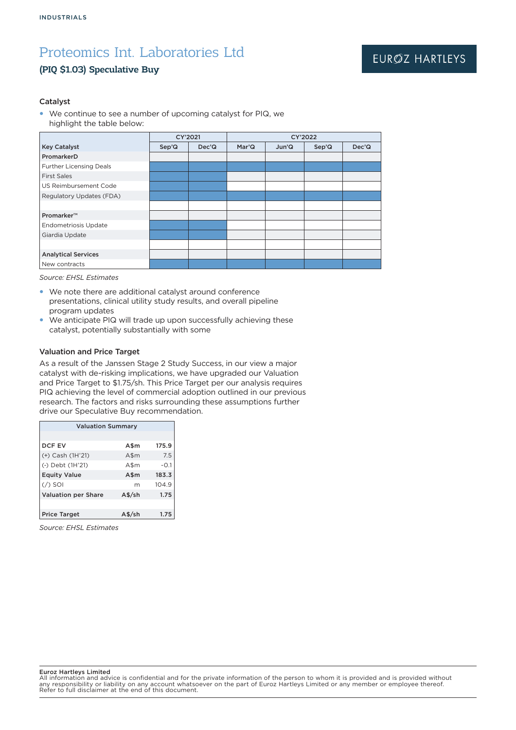# Proteomics Int. Laboratories Ltd

## (PIQ $1.03) Speculative Buy

### Catalyst

- We continue to see a number of upcoming catalyst for PIQ, we highlight the table below:

| | CY'2021 | | CY'2022 | | | |
|---|---|---|---|---|---|---|
| **Key Catalyst** | **Sep'Q** | **Dec'Q** | **Mar'Q** | **Jun'Q** | **Sep'Q** | **Dec'Q** |
| **PromarkerD** | | | | | | |
| Further Licensing Deals | | | | | | |
| First Sales | | | | | | |
| US Reimbursement Code | | | | | | |
| Regulatory Updates (FDA) | | | | | | |
| | | | | | | |
| **Promarker™** | | | | | | |
| Endometriosis Update | | | | | | |
| Giardia Update | | | | | | |
| | | | | | | |
| **Analytical Services** | | | | | | |
| New contracts | | | | | | |

*Source: EHSL Estimates*

- We note there are additional catalyst around conference presentations, clinical utility study results, and overall pipeline program updates
- We anticipate PIQ will trade up upon successfully achieving these catalyst, potentially substantially with some

### Valuation and Price Target

As a result of the Janssen Stage 2 Study Success, in our view a major catalyst with de-risking implications, we have upgraded our Valuation and Price Target to $1.75/sh. This Price Target per our analysis requires PIQ achieving the level of commercial adoption outlined in our previous research. The factors and risks surrounding these assumptions further drive our Speculative Buy recommendation.

| Valuation Summary | | |
|---|---|---|
| | | |
| **DCF EV** | **A$m** | **175.9** |
| (+) Cash (1H'21) | A$m | 7.5 |
| (-) Debt (1H'21) | A$m | -0.1 |
| **Equity Value** | **A$m** | **183.3** |
| (/) SOI | m | 104.9 |
| **Valuation per Share** | **A$/sh** | **1.75** |
| | | |
| **Price Target** | **A$/sh** | **1.75** |

*Source: EHSL Estimates*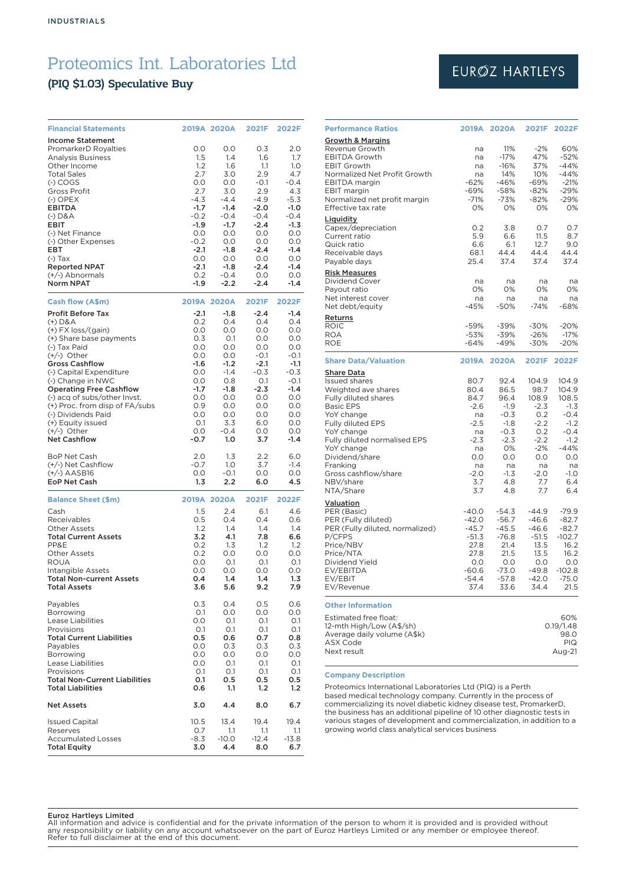INDUSTRIALS

# Proteomics Int. Laboratories Ltd

## (PIQ $1.03) Speculative Buy

EUROZ HARTLEYS

| Financial Statements | 2019A | 2020A | 2021F | 2022F |
|---|---|---|---|---|
| **Income Statement** | | | | |
| PromarkerD Royalties | 0.0 | 0.0 | 0.3 | 2.0 |
| Analysis Business | 1.5 | 1.4 | 1.6 | 1.7 |
| Other Income | 1.2 | 1.6 | 1.1 | 1.0 |
| Total Sales | 2.7 | 3.0 | 2.9 | 4.7 |
| (-) COGS | 0.0 | 0.0 | -0.1 | -0.4 |
| Gross Profit | 2.7 | 3.0 | 2.9 | 4.3 |
| (-) OPEX | -4.3 | -4.4 | -4.9 | -5.3 |
| **EBITDA** | **-1.7** | **-1.4** | **-2.0** | **-1.0** |
| (-) D&A | -0.2 | -0.4 | -0.4 | -0.4 |
| **EBIT** | **-1.9** | **-1.7** | **-2.4** | **-1.3** |
| (-) Net Finance | 0.0 | 0.0 | 0.0 | 0.0 |
| (-) Other Expenses | -0.2 | 0.0 | 0.0 | 0.0 |
| **EBT** | **-2.1** | **-1.8** | **-2.4** | **-1.4** |
| (-) Tax | 0.0 | 0.0 | 0.0 | 0.0 |
| **Reported NPAT** | **-2.1** | **-1.8** | **-2.4** | **-1.4** |
| (+/-) Abnormals | 0.2 | -0.4 | 0.0 | 0.0 |
| **Norm NPAT** | **-1.9** | **-2.2** | **-2.4** | **-1.4** |

| Cash flow (A$m) | 2019A | 2020A | 2021F | 2022F |
|---|---|---|---|---|
| **Profit Before Tax** | **-2.1** | **-1.8** | **-2.4** | **-1.4** |
| (+) D&A | 0.2 | 0.4 | 0.4 | 0.4 |
| (+) FX loss/(gain) | 0.0 | 0.0 | 0.0 | 0.0 |
| (+) Share base payments | 0.3 | 0.1 | 0.0 | 0.0 |
| (-) Tax Paid | 0.0 | 0.0 | 0.0 | 0.0 |
| (+/-) Other | 0.0 | 0.0 | -0.1 | -0.1 |
| **Gross Cashflow** | **-1.6** | **-1.2** | **-2.1** | **-1.1** |
| (-) Capital Expenditure | 0.0 | -1.4 | -0.3 | -0.3 |
| (-) Change in NWC | 0.0 | 0.8 | 0.1 | -0.1 |
| **Operating Free Cashflow** | **-1.7** | **-1.8** | **-2.3** | **-1.4** |
| (-) acq of subs/other Invst. | 0.0 | 0.0 | 0.0 | 0.0 |
| (+) Proc. from disp of FA/subs | 0.9 | 0.0 | 0.0 | 0.0 |
| (-) Dividends Paid | 0.0 | 0.0 | 0.0 | 0.0 |
| (+) Equity issued | 0.1 | 3.3 | 6.0 | 0.0 |
| (+/-) Other | 0.0 | -0.4 | 0.0 | 0.0 |
| **Net Cashflow** | **-0.7** | **1.0** | **3.7** | **-1.4** |
| | | | | |
| BoP Net Cash | 2.0 | 1.3 | 2.2 | 6.0 |
| (+/-) Net Cashflow | -0.7 | 1.0 | 3.7 | -1.4 |
| (+/-) AASB16 | 0.0 | -0.1 | 0.0 | 0.0 |
| **EoP Net Cash** | **1.3** | **2.2** | **6.0** | **4.5** |

| Balance Sheet ($m) | 2019A | 2020A | 2021F | 2022F |
|---|---|---|---|---|
| Cash | 1.5 | 2.4 | 6.1 | 4.6 |
| Receivables | 0.5 | 0.4 | 0.4 | 0.6 |
| Other Assets | 1.2 | 1.4 | 1.4 | 1.4 |
| **Total Current Assets** | **3.2** | **4.1** | **7.8** | **6.6** |
| PP&E | 0.2 | 1.3 | 1.2 | 1.2 |
| Other Assets | 0.2 | 0.0 | 0.0 | 0.0 |
| ROUA | 0.0 | 0.1 | 0.1 | 0.1 |
| Intangible Assets | 0.0 | 0.0 | 0.0 | 0.0 |
| **Total Non-current Assets** | **0.4** | **1.4** | **1.4** | **1.3** |
| **Total Assets** | **3.6** | **5.6** | **9.2** | **7.9** |
| | | | | |
| Payables | 0.3 | 0.4 | 0.5 | 0.6 |
| Borrowing | 0.1 | 0.0 | 0.0 | 0.0 |
| Lease Liabilities | 0.0 | 0.1 | 0.1 | 0.1 |
| Provisions | 0.1 | 0.1 | 0.1 | 0.1 |
| **Total Current Liabilities** | **0.5** | **0.6** | **0.7** | **0.8** |
| Payables | 0.0 | 0.3 | 0.3 | 0.3 |
| Borrowing | 0.0 | 0.0 | 0.0 | 0.0 |
| Lease Liabilities | 0.0 | 0.1 | 0.1 | 0.1 |
| Provisions | 0.1 | 0.1 | 0.1 | 0.1 |
| **Total Non-Current Liabilities** | **0.1** | **0.5** | **0.5** | **0.5** |
| **Total Liabilities** | **0.6** | **1.1** | **1.2** | **1.2** |
| | | | | |
| **Net Assets** | **3.0** | **4.4** | **8.0** | **6.7** |
| | | | | |
| Issued Capital | 10.5 | 13.4 | 19.4 | 19.4 |
| Reserves | 0.7 | 1.1 | 1.1 | 1.1 |
| Accumulated Losses | -8.3 | -10.0 | -12.4 | -13.8 |
| **Total Equity** | **3.0** | **4.4** | **8.0** | **6.7** |

| Performance Ratios | 2019A | 2020A | 2021F | 2022F |
|---|---|---|---|---|
| **Growth & Margins** | | | | |
| Revenue Growth | na | 11% | -2% | 60% |
| EBITDA Growth | na | -17% | 47% | -52% |
| EBIT Growth | na | -16% | 37% | -44% |
| Normalized Net Profit Growth | na | 14% | 10% | -44% |
| EBITDA margin | -62% | -46% | -69% | -21% |
| EBIT margin | -69% | -58% | -82% | -29% |
| Normalized net profit margin | -71% | -73% | -82% | -29% |
| Effective tax rate | 0% | 0% | 0% | 0% |
| **Liquidity** | | | | |
| Capex/depreciation | 0.2 | 3.8 | 0.7 | 0.7 |
| Current ratio | 5.9 | 6.6 | 11.5 | 8.7 |
| Quick ratio | 6.6 | 6.1 | 12.7 | 9.0 |
| Receivable days | 68.1 | 44.4 | 44.4 | 44.4 |
| Payable days | 25.4 | 37.4 | 37.4 | 37.4 |
| **Risk Measures** | | | | |
| Dividend Cover | na | na | na | na |
| Payout ratio | 0% | 0% | 0% | 0% |
| Net interest cover | na | na | na | na |
| Net debt/equity | -45% | -50% | -74% | -68% |
| **Returns** | | | | |
| ROIC | -59% | -39% | -30% | -20% |
| ROA | -53% | -39% | -26% | -17% |
| ROE | -64% | -49% | -30% | -20% |

| Share Data/Valuation | 2019A | 2020A | 2021F | 2022F |
|---|---|---|---|---|
| **Share Data** | | | | |
| Issued shares | 80.7 | 92.4 | 104.9 | 104.9 |
| Weighted ave shares | 80.4 | 86.5 | 98.7 | 104.9 |
| Fully diluted shares | 84.7 | 96.4 | 108.9 | 108.5 |
| Basic EPS | -2.6 | -1.9 | -2.3 | -1.3 |
| YoY change | na | -0.3 | 0.2 | -0.4 |
| Fully diluted EPS | -2.5 | -1.8 | -2.2 | -1.2 |
| YoY change | na | -0.3 | 0.2 | -0.4 |
| Fully diluted normalised EPS | -2.3 | -2.3 | -2.2 | -1.2 |
| YoY change | na | 0% | -2% | -44% |
| Dividend/share | 0.0 | 0.0 | 0.0 | 0.0 |
| Franking | na | na | na | na |
| Gross cashflow/share | -2.0 | -1.3 | -2.0 | -1.0 |
| NBV/share | 3.7 | 4.8 | 7.7 | 6.4 |
| NTA/Share | 3.7 | 4.8 | 7.7 | 6.4 |
| **Valuation** | | | | |
| PER (Basic) | -40.0 | -54.3 | -44.9 | -79.9 |
| PER (Fully diluted) | -42.0 | -56.7 | -46.6 | -82.7 |
| PER (Fully diluted, normalized) | -45.7 | -45.5 | -46.6 | -82.7 |
| P/CFPS | -51.3 | -76.8 | -51.5 | -102.7 |
| Price/NBV | 27.8 | 21.4 | 13.5 | 16.2 |
| Price/NTA | 27.8 | 21.5 | 13.5 | 16.2 |
| Dividend Yield | 0.0 | 0.0 | 0.0 | 0.0 |
| EV/EBITDA | -60.6 | -73.0 | -49.8 | -102.8 |
| EV/EBIT | -54.4 | -57.8 | -42.0 | -75.0 |
| EV/Revenue | 37.4 | 33.6 | 34.4 | 21.5 |

| Other Information | |
|---|---|
| Estimated free float: | 60% |
| 12-mth High/Low (A$/sh) | 0.19/1.48 |
| Average daily volume (A$k) | 98.0 |
| ASX Code | PIQ |
| Next result | Aug-21 |

### Company Description

Proteomics International Laboratories Ltd (PIQ) is a Perth based medical technology company. Currently in the process of commercializing its novel diabetic kidney disease test, PromarkerD, the business has an additional pipeline of 10 other diagnostic tests in various stages of development and commercialization, in addition to a growing world class analytical services business

**Euroz Hartleys Limited**
All information and advice is confidential and for the private information of the person to whom it is provided and is provided without any responsibility or liability on any account whatsoever on the part of Euroz Hartleys Limited or any member or employee thereof. Refer to full disclaimer at the end of this document.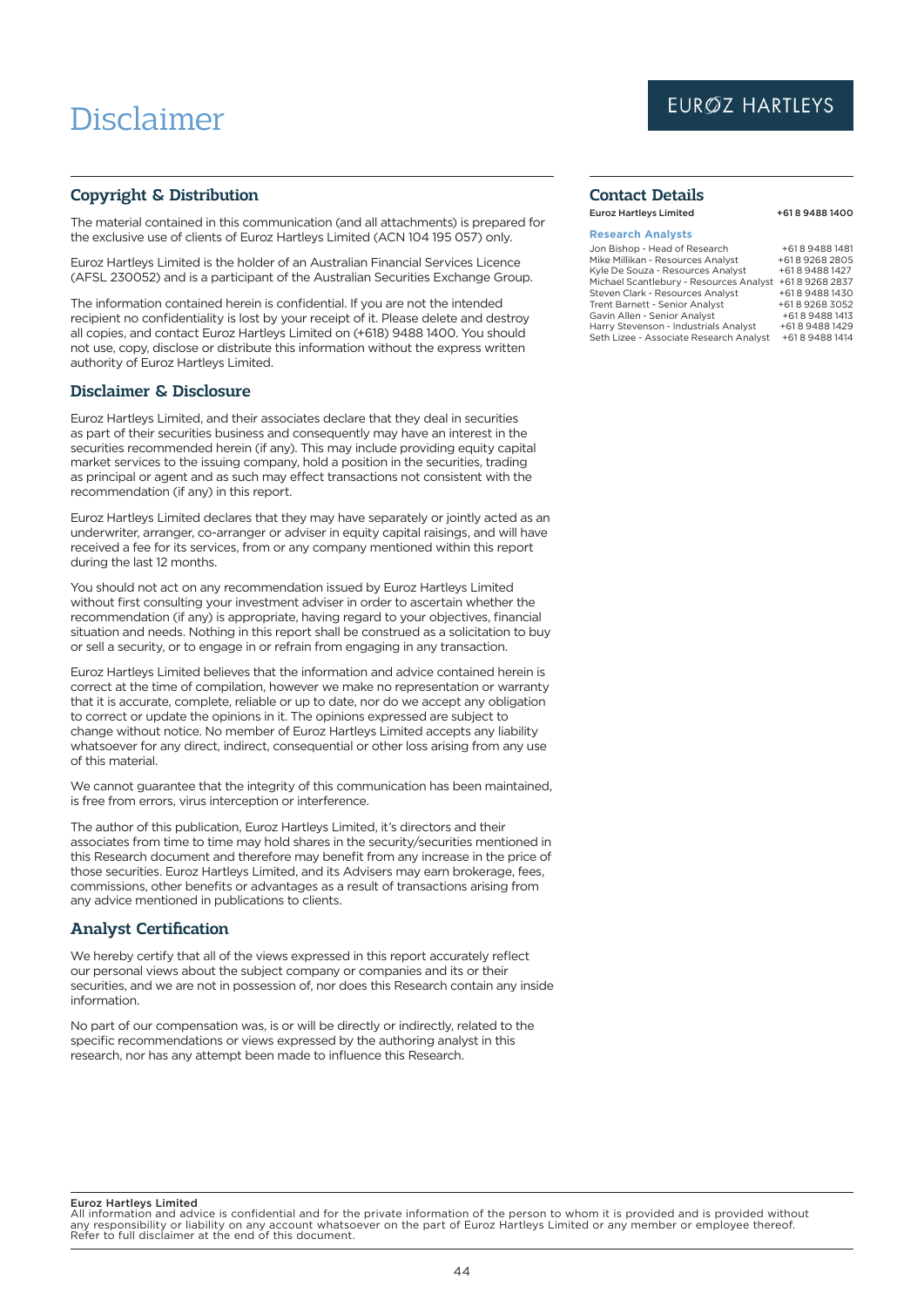# Disclaimer

EUROZ HARTLEYS

## Copyright & Distribution

The material contained in this communication (and all attachments) is prepared for the exclusive use of clients of Euroz Hartleys Limited (ACN 104 195 057) only.

Euroz Hartleys Limited is the holder of an Australian Financial Services Licence (AFSL 230052) and is a participant of the Australian Securities Exchange Group.

The information contained herein is confidential. If you are not the intended recipient no confidentiality is lost by your receipt of it. Please delete and destroy all copies, and contact Euroz Hartleys Limited on (+618) 9488 1400. You should not use, copy, disclose or distribute this information without the express written authority of Euroz Hartleys Limited.

## Disclaimer & Disclosure

Euroz Hartleys Limited, and their associates declare that they deal in securities as part of their securities business and consequently may have an interest in the securities recommended herein (if any). This may include providing equity capital market services to the issuing company, hold a position in the securities, trading as principal or agent and as such may effect transactions not consistent with the recommendation (if any) in this report.

Euroz Hartleys Limited declares that they may have separately or jointly acted as an underwriter, arranger, co-arranger or adviser in equity capital raisings, and will have received a fee for its services, from or any company mentioned within this report during the last 12 months.

You should not act on any recommendation issued by Euroz Hartleys Limited without first consulting your investment adviser in order to ascertain whether the recommendation (if any) is appropriate, having regard to your objectives, financial situation and needs. Nothing in this report shall be construed as a solicitation to buy or sell a security, or to engage in or refrain from engaging in any transaction.

Euroz Hartleys Limited believes that the information and advice contained herein is correct at the time of compilation, however we make no representation or warranty that it is accurate, complete, reliable or up to date, nor do we accept any obligation to correct or update the opinions in it. The opinions expressed are subject to change without notice. No member of Euroz Hartleys Limited accepts any liability whatsoever for any direct, indirect, consequential or other loss arising from any use of this material.

We cannot guarantee that the integrity of this communication has been maintained, is free from errors, virus interception or interference.

The author of this publication, Euroz Hartleys Limited, it's directors and their associates from time to time may hold shares in the security/securities mentioned in this Research document and therefore may benefit from any increase in the price of those securities. Euroz Hartleys Limited, and its Advisers may earn brokerage, fees, commissions, other benefits or advantages as a result of transactions arising from any advice mentioned in publications to clients.

## Analyst Certification

We hereby certify that all of the views expressed in this report accurately reflect our personal views about the subject company or companies and its or their securities, and we are not in possession of, nor does this Research contain any inside information.

No part of our compensation was, is or will be directly or indirectly, related to the specific recommendations or views expressed by the authoring analyst in this research, nor has any attempt been made to influence this Research.

## Contact Details

**Euroz Hartleys Limited** **+61 8 9488 1400**

### Research Analysts

| | |
|---|---|
| Jon Bishop - Head of Research | +61 8 9488 1481 |
| Mike Millikan - Resources Analyst | +61 8 9268 2805 |
| Kyle De Souza - Resources Analyst | +61 8 9488 1427 |
| Michael Scantlebury - Resources Analyst | +61 8 9268 2837 |
| Steven Clark - Resources Analyst | +61 8 9488 1430 |
| Trent Barnett - Senior Analyst | +61 8 9268 3052 |
| Gavin Allen - Senior Analyst | +61 8 9488 1413 |
| Harry Stevenson - Industrials Analyst | +61 8 9488 1429 |
| Seth Lizee - Associate Research Analyst | +61 8 9488 1414 |

**Euroz Hartleys Limited**
All information and advice is confidential and for the private information of the person to whom it is provided and is provided without any responsibility or liability on any account whatsoever on the part of Euroz Hartleys Limited or any member or employee thereof. Refer to full disclaimer at the end of this document.